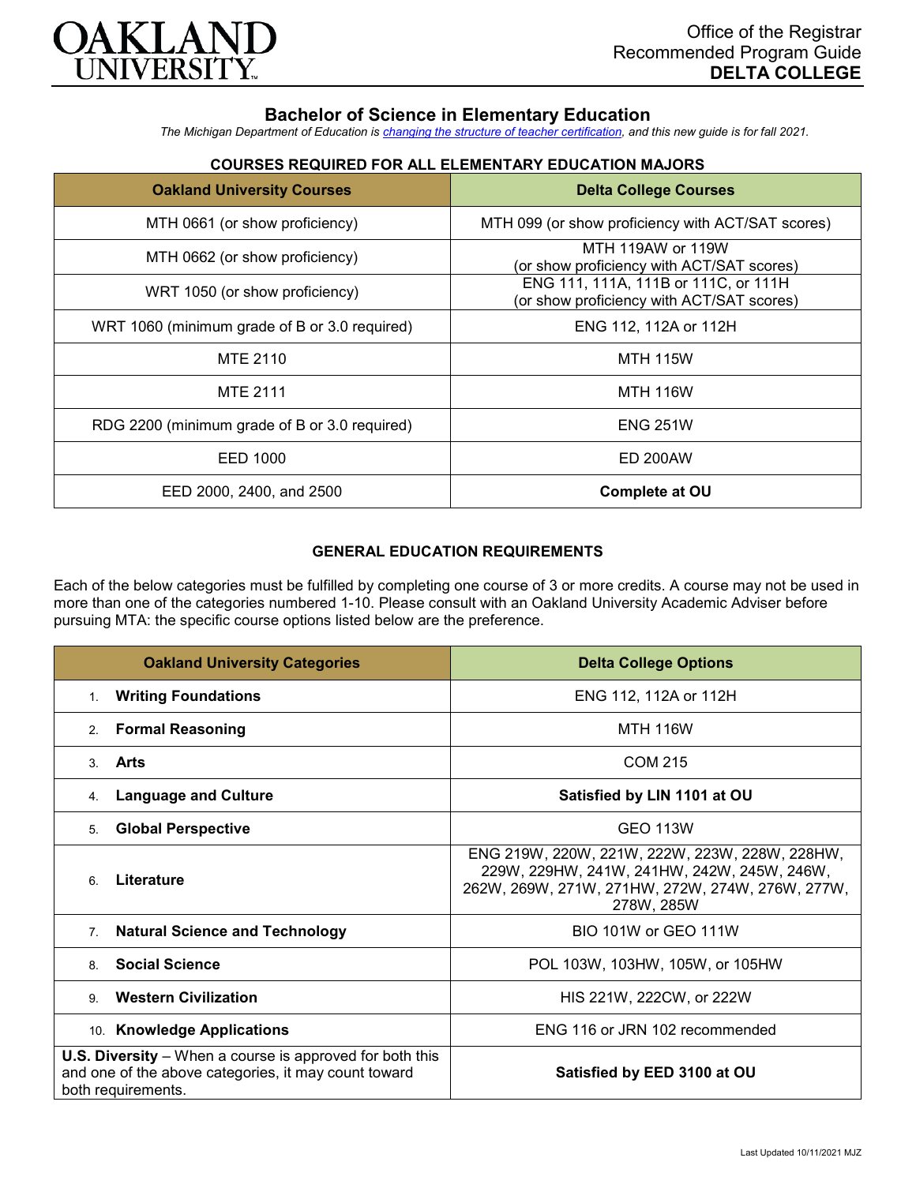OAKLAND UNIVERSITY

Office of the Registrar
Recommended Program Guide
**DELTA COLLEGE**

# Bachelor of Science in Elementary Education

*The Michigan Department of Education is changing the structure of teacher certification, and this new guide is for fall 2021.*

## COURSES REQUIRED FOR ALL ELEMENTARY EDUCATION MAJORS

| Oakland University Courses | Delta College Courses |
|---|---|
| MTH 0661 (or show proficiency) | MTH 099 (or show proficiency with ACT/SAT scores) |
| MTH 0662 (or show proficiency) | MTH 119AW or 119W (or show proficiency with ACT/SAT scores) |
| WRT 1050 (or show proficiency) | ENG 111, 111A, 111B or 111C, or 111H (or show proficiency with ACT/SAT scores) |
| WRT 1060 (minimum grade of B or 3.0 required) | ENG 112, 112A or 112H |
| MTE 2110 | MTH 115W |
| MTE 2111 | MTH 116W |
| RDG 2200 (minimum grade of B or 3.0 required) | ENG 251W |
| EED 1000 | ED 200AW |
| EED 2000, 2400, and 2500 | **Complete at OU** |

## GENERAL EDUCATION REQUIREMENTS

Each of the below categories must be fulfilled by completing one course of 3 or more credits. A course may not be used in more than one of the categories numbered 1-10. Please consult with an Oakland University Academic Adviser before pursuing MTA: the specific course options listed below are the preference.

| Oakland University Categories | Delta College Options |
|---|---|
| 1. **Writing Foundations** | ENG 112, 112A or 112H |
| 2. **Formal Reasoning** | MTH 116W |
| 3. **Arts** | COM 215 |
| 4. **Language and Culture** | **Satisfied by LIN 1101 at OU** |
| 5. **Global Perspective** | GEO 113W |
| 6. **Literature** | ENG 219W, 220W, 221W, 222W, 223W, 228W, 228HW, 229W, 229HW, 241W, 241HW, 242W, 245W, 246W, 262W, 269W, 271W, 271HW, 272W, 274W, 276W, 277W, 278W, 285W |
| 7. **Natural Science and Technology** | BIO 101W or GEO 111W |
| 8. **Social Science** | POL 103W, 103HW, 105W, or 105HW |
| 9. **Western Civilization** | HIS 221W, 222CW, or 222W |
| 10. **Knowledge Applications** | ENG 116 or JRN 102 recommended |
| **U.S. Diversity** – When a course is approved for both this and one of the above categories, it may count toward both requirements. | **Satisfied by EED 3100 at OU** |

Last Updated 10/11/2021 MJZ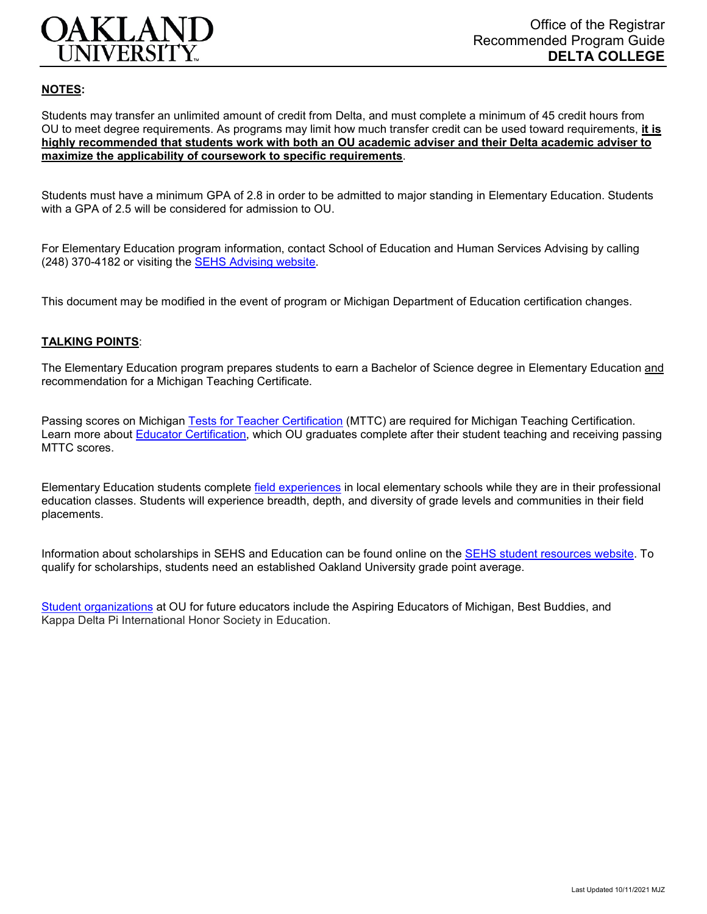**NOTES:**

Students may transfer an unlimited amount of credit from Delta, and must complete a minimum of 45 credit hours from OU to meet degree requirements. As programs may limit how much transfer credit can be used toward requirements, **it is highly recommended that students work with both an OU academic adviser and their Delta academic adviser to maximize the applicability of coursework to specific requirements**.

Students must have a minimum GPA of 2.8 in order to be admitted to major standing in Elementary Education. Students with a GPA of 2.5 will be considered for admission to OU.

For Elementary Education program information, contact School of Education and Human Services Advising by calling (248) 370-4182 or visiting the SEHS Advising website.

This document may be modified in the event of program or Michigan Department of Education certification changes.

**TALKING POINTS:**

The Elementary Education program prepares students to earn a Bachelor of Science degree in Elementary Education and recommendation for a Michigan Teaching Certificate.

Passing scores on Michigan Tests for Teacher Certification (MTTC) are required for Michigan Teaching Certification. Learn more about Educator Certification, which OU graduates complete after their student teaching and receiving passing MTTC scores.

Elementary Education students complete field experiences in local elementary schools while they are in their professional education classes. Students will experience breadth, depth, and diversity of grade levels and communities in their field placements.

Information about scholarships in SEHS and Education can be found online on the SEHS student resources website. To qualify for scholarships, students need an established Oakland University grade point average.

Student organizations at OU for future educators include the Aspiring Educators of Michigan, Best Buddies, and Kappa Delta Pi International Honor Society in Education.

Last Updated 10/11/2021 MJZ